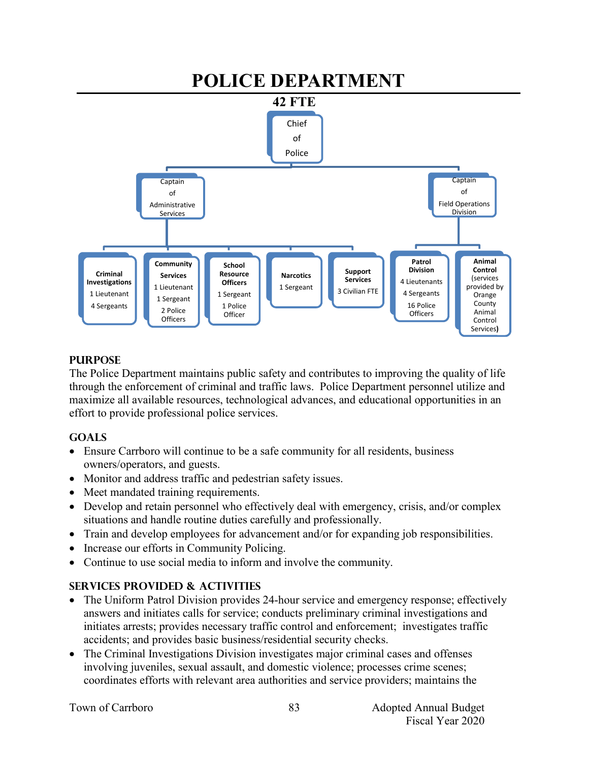# POLICE DEPARTMENT

**42 FTE**

Chief of Police

Captain of Administrative Services

Captain of Field Operations Division

**Criminal Investigations**
1 Lieutenant
4 Sergeants

**Community Services**
1 Lieutenant
1 Sergeant
2 Police Officers

**School Resource Officers**
1 Sergeant
1 Police Officer

**Narcotics**
1 Sergeant

**Support Services**
3 Civilian FTE

**Patrol Division**
4 Lieutenants
4 Sergeants
16 Police Officers

**Animal Control**
(services provided by Orange County Animal Control Services)

## PURPOSE

The Police Department maintains public safety and contributes to improving the quality of life through the enforcement of criminal and traffic laws. Police Department personnel utilize and maximize all available resources, technological advances, and educational opportunities in an effort to provide professional police services.

## GOALS

- Ensure Carrboro will continue to be a safe community for all residents, business owners/operators, and guests.
- Monitor and address traffic and pedestrian safety issues.
- Meet mandated training requirements.
- Develop and retain personnel who effectively deal with emergency, crisis, and/or complex situations and handle routine duties carefully and professionally.
- Train and develop employees for advancement and/or for expanding job responsibilities.
- Increase our efforts in Community Policing.
- Continue to use social media to inform and involve the community.

## SERVICES PROVIDED & ACTIVITIES

- The Uniform Patrol Division provides 24-hour service and emergency response; effectively answers and initiates calls for service; conducts preliminary criminal investigations and initiates arrests; provides necessary traffic control and enforcement; investigates traffic accidents; and provides basic business/residential security checks.
- The Criminal Investigations Division investigates major criminal cases and offenses involving juveniles, sexual assault, and domestic violence; processes crime scenes; coordinates efforts with relevant area authorities and service providers; maintains the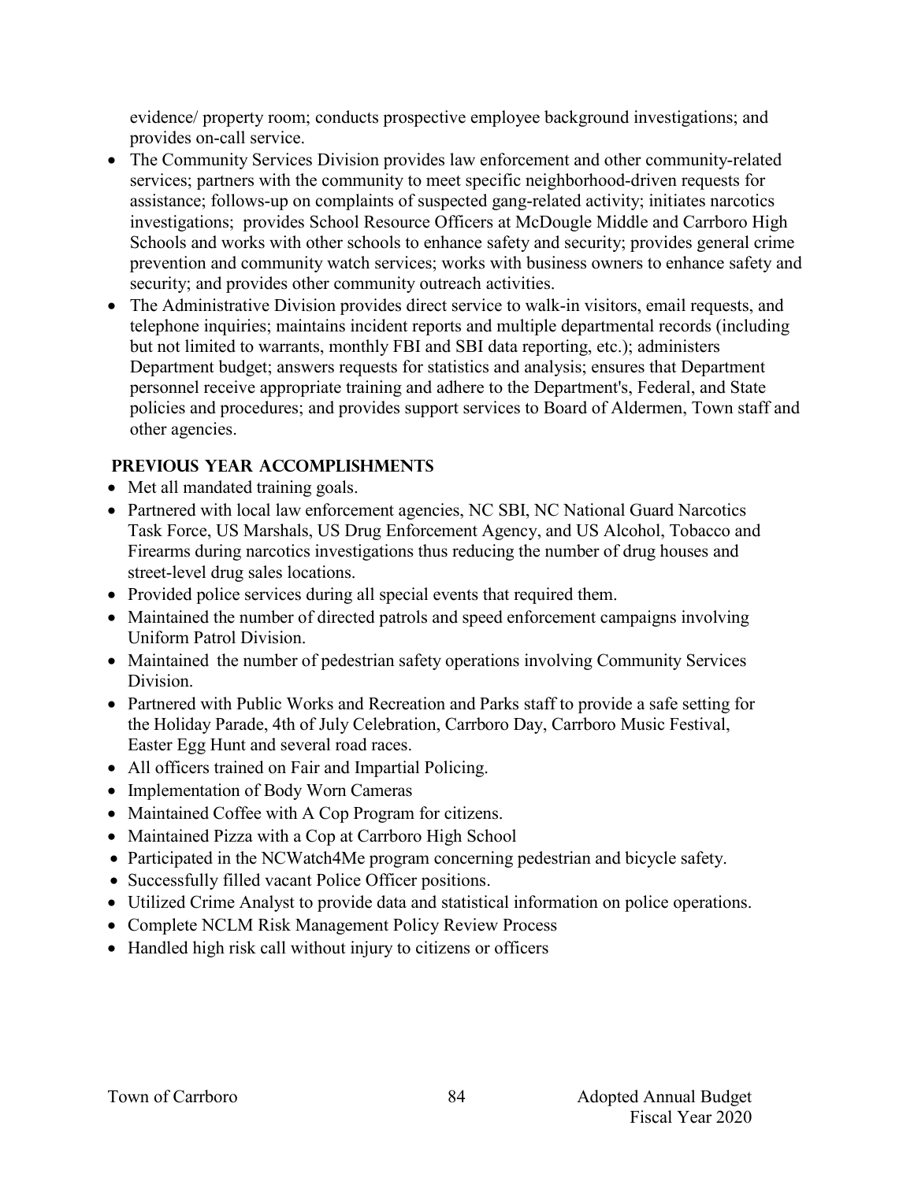evidence/ property room; conducts prospective employee background investigations; and provides on-call service.

- The Community Services Division provides law enforcement and other community-related services; partners with the community to meet specific neighborhood-driven requests for assistance; follows-up on complaints of suspected gang-related activity; initiates narcotics investigations; provides School Resource Officers at McDougle Middle and Carrboro High Schools and works with other schools to enhance safety and security; provides general crime prevention and community watch services; works with business owners to enhance safety and security; and provides other community outreach activities.
- The Administrative Division provides direct service to walk-in visitors, email requests, and telephone inquiries; maintains incident reports and multiple departmental records (including but not limited to warrants, monthly FBI and SBI data reporting, etc.); administers Department budget; answers requests for statistics and analysis; ensures that Department personnel receive appropriate training and adhere to the Department's, Federal, and State policies and procedures; and provides support services to Board of Aldermen, Town staff and other agencies.

## PREVIOUS YEAR ACCOMPLISHMENTS

- Met all mandated training goals.
- Partnered with local law enforcement agencies, NC SBI, NC National Guard Narcotics Task Force, US Marshals, US Drug Enforcement Agency, and US Alcohol, Tobacco and Firearms during narcotics investigations thus reducing the number of drug houses and street-level drug sales locations.
- Provided police services during all special events that required them.
- Maintained the number of directed patrols and speed enforcement campaigns involving Uniform Patrol Division.
- Maintained the number of pedestrian safety operations involving Community Services Division.
- Partnered with Public Works and Recreation and Parks staff to provide a safe setting for the Holiday Parade, 4th of July Celebration, Carrboro Day, Carrboro Music Festival, Easter Egg Hunt and several road races.
- All officers trained on Fair and Impartial Policing.
- Implementation of Body Worn Cameras
- Maintained Coffee with A Cop Program for citizens.
- Maintained Pizza with a Cop at Carrboro High School
- Participated in the NCWatch4Me program concerning pedestrian and bicycle safety.
- Successfully filled vacant Police Officer positions.
- Utilized Crime Analyst to provide data and statistical information on police operations.
- Complete NCLM Risk Management Policy Review Process
- Handled high risk call without injury to citizens or officers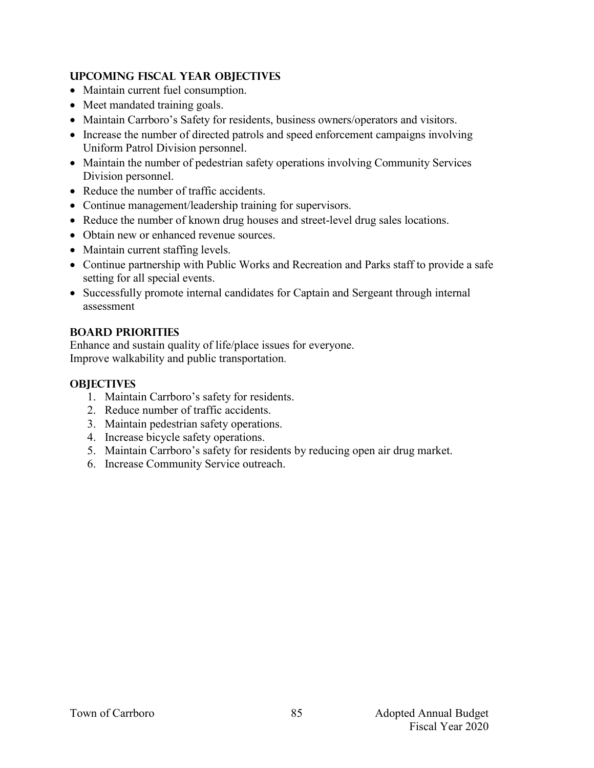## UPCOMING FISCAL YEAR OBJECTIVES

- Maintain current fuel consumption.
- Meet mandated training goals.
- Maintain Carrboro's Safety for residents, business owners/operators and visitors.
- Increase the number of directed patrols and speed enforcement campaigns involving Uniform Patrol Division personnel.
- Maintain the number of pedestrian safety operations involving Community Services Division personnel.
- Reduce the number of traffic accidents.
- Continue management/leadership training for supervisors.
- Reduce the number of known drug houses and street-level drug sales locations.
- Obtain new or enhanced revenue sources.
- Maintain current staffing levels.
- Continue partnership with Public Works and Recreation and Parks staff to provide a safe setting for all special events.
- Successfully promote internal candidates for Captain and Sergeant through internal assessment

## BOARD PRIORITIES

Enhance and sustain quality of life/place issues for everyone.
Improve walkability and public transportation.

## OBJECTIVES

1. Maintain Carrboro's safety for residents.
2. Reduce number of traffic accidents.
3. Maintain pedestrian safety operations.
4. Increase bicycle safety operations.
5. Maintain Carrboro's safety for residents by reducing open air drug market.
6. Increase Community Service outreach.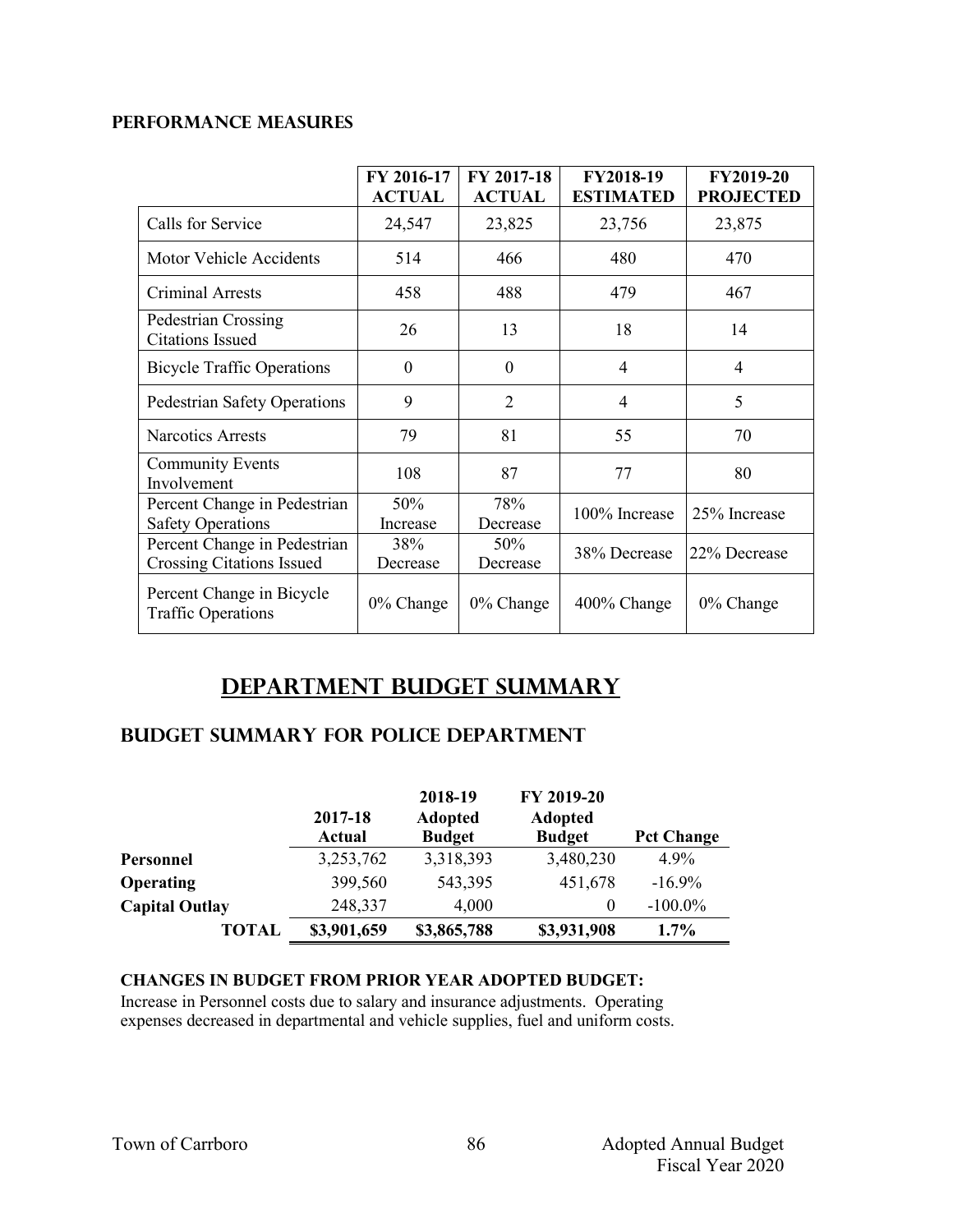### PERFORMANCE MEASURES

| | FY 2016-17 ACTUAL | FY 2017-18 ACTUAL | FY2018-19 ESTIMATED | FY2019-20 PROJECTED |
|---|---|---|---|---|
| Calls for Service | 24,547 | 23,825 | 23,756 | 23,875 |
| Motor Vehicle Accidents | 514 | 466 | 480 | 470 |
| Criminal Arrests | 458 | 488 | 479 | 467 |
| Pedestrian Crossing Citations Issued | 26 | 13 | 18 | 14 |
| Bicycle Traffic Operations | 0 | 0 | 4 | 4 |
| Pedestrian Safety Operations | 9 | 2 | 4 | 5 |
| Narcotics Arrests | 79 | 81 | 55 | 70 |
| Community Events Involvement | 108 | 87 | 77 | 80 |
| Percent Change in Pedestrian Safety Operations | 50% Increase | 78% Decrease | 100% Increase | 25% Increase |
| Percent Change in Pedestrian Crossing Citations Issued | 38% Decrease | 50% Decrease | 38% Decrease | 22% Decrease |
| Percent Change in Bicycle Traffic Operations | 0% Change | 0% Change | 400% Change | 0% Change |

# DEPARTMENT BUDGET SUMMARY

## BUDGET SUMMARY FOR POLICE DEPARTMENT

| | 2017-18 Actual | 2018-19 Adopted Budget | FY 2019-20 Adopted Budget | Pct Change |
|---|---|---|---|---|
| **Personnel** | 3,253,762 | 3,318,393 | 3,480,230 | 4.9% |
| **Operating** | 399,560 | 543,395 | 451,678 | -16.9% |
| **Capital Outlay** | 248,337 | 4,000 | 0 | -100.0% |
| **TOTAL** | **$3,901,659** | **$3,865,788** | **$3,931,908** | **1.7%** |

**CHANGES IN BUDGET FROM PRIOR YEAR ADOPTED BUDGET:**

Increase in Personnel costs due to salary and insurance adjustments. Operating expenses decreased in departmental and vehicle supplies, fuel and uniform costs.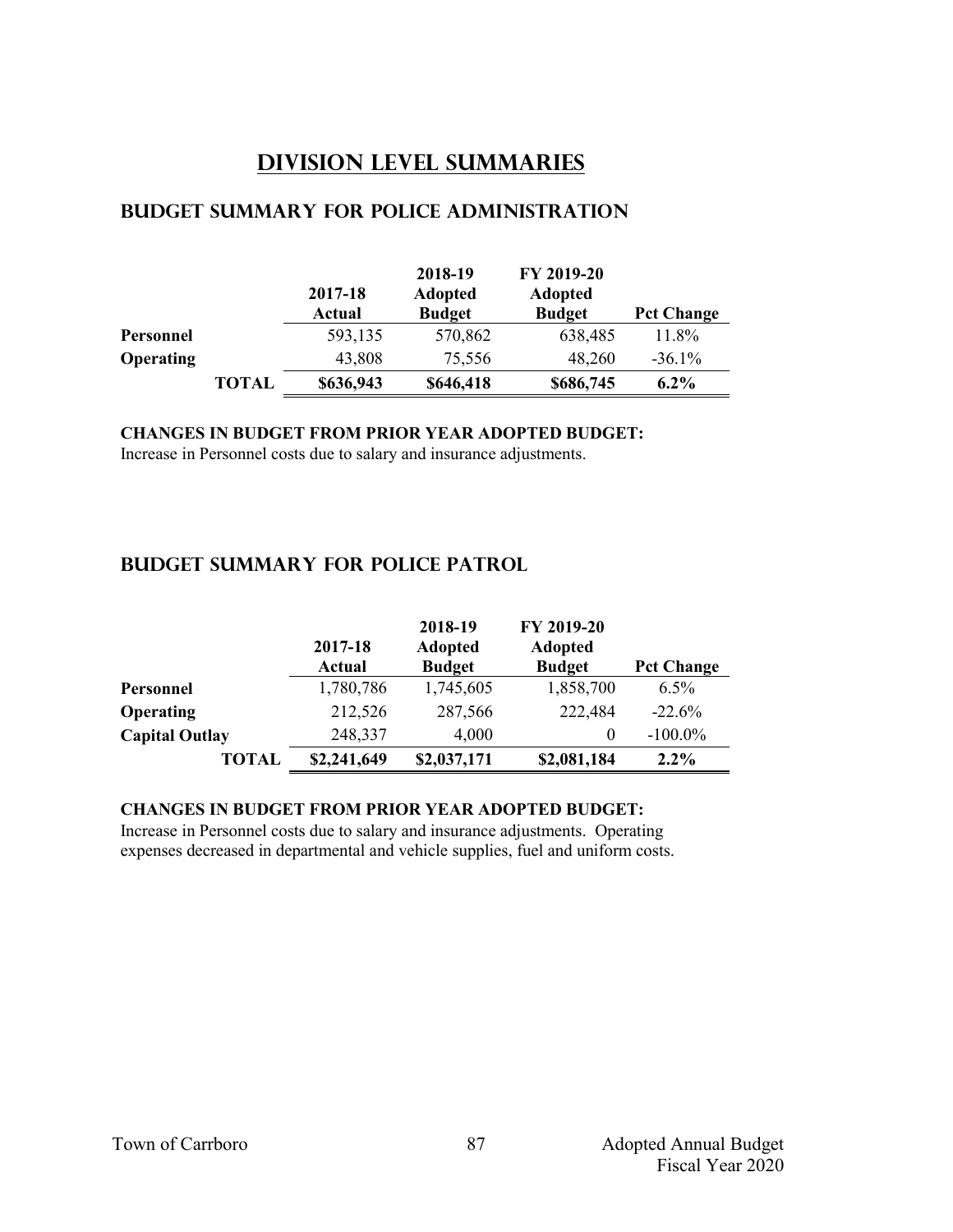# DIVISION LEVEL SUMMARIES

## BUDGET SUMMARY FOR POLICE ADMINISTRATION

| | 2017-18 Actual | 2018-19 Adopted Budget | FY 2019-20 Adopted Budget | Pct Change |
|---|---|---|---|---|
| **Personnel** | 593,135 | 570,862 | 638,485 | 11.8% |
| **Operating** | 43,808 | 75,556 | 48,260 | -36.1% |
| **TOTAL** | **$636,943** | **$646,418** | **$686,745** | **6.2%** |

**CHANGES IN BUDGET FROM PRIOR YEAR ADOPTED BUDGET:**
Increase in Personnel costs due to salary and insurance adjustments.

## BUDGET SUMMARY FOR POLICE PATROL

| | 2017-18 Actual | 2018-19 Adopted Budget | FY 2019-20 Adopted Budget | Pct Change |
|---|---|---|---|---|
| **Personnel** | 1,780,786 | 1,745,605 | 1,858,700 | 6.5% |
| **Operating** | 212,526 | 287,566 | 222,484 | -22.6% |
| **Capital Outlay** | 248,337 | 4,000 | 0 | -100.0% |
| **TOTAL** | **$2,241,649** | **$2,037,171** | **$2,081,184** | **2.2%** |

**CHANGES IN BUDGET FROM PRIOR YEAR ADOPTED BUDGET:**
Increase in Personnel costs due to salary and insurance adjustments. Operating expenses decreased in departmental and vehicle supplies, fuel and uniform costs.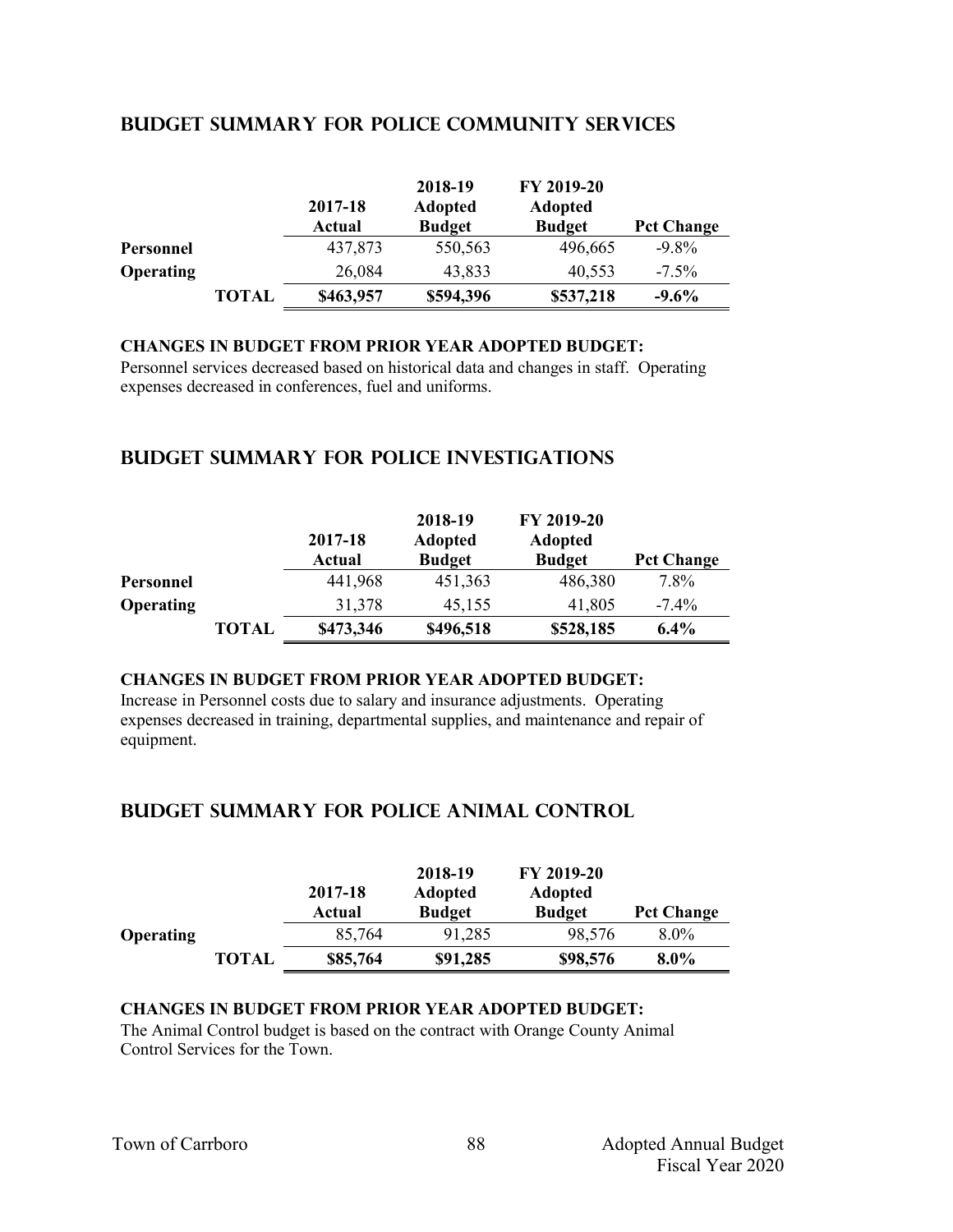## BUDGET SUMMARY FOR POLICE COMMUNITY SERVICES

| | | 2017-18 Actual | 2018-19 Adopted Budget | FY 2019-20 Adopted Budget | Pct Change |
|---|---|---|---|---|---|
| **Personnel** | | 437,873 | 550,563 | 496,665 | -9.8% |
| **Operating** | | 26,084 | 43,833 | 40,553 | -7.5% |
| | **TOTAL** | **$463,957** | **$594,396** | **$537,218** | **-9.6%** |

**CHANGES IN BUDGET FROM PRIOR YEAR ADOPTED BUDGET:**

Personnel services decreased based on historical data and changes in staff. Operating expenses decreased in conferences, fuel and uniforms.

## BUDGET SUMMARY FOR POLICE INVESTIGATIONS

| | | 2017-18 Actual | 2018-19 Adopted Budget | FY 2019-20 Adopted Budget | Pct Change |
|---|---|---|---|---|---|
| **Personnel** | | 441,968 | 451,363 | 486,380 | 7.8% |
| **Operating** | | 31,378 | 45,155 | 41,805 | -7.4% |
| | **TOTAL** | **$473,346** | **$496,518** | **$528,185** | **6.4%** |

**CHANGES IN BUDGET FROM PRIOR YEAR ADOPTED BUDGET:**

Increase in Personnel costs due to salary and insurance adjustments. Operating expenses decreased in training, departmental supplies, and maintenance and repair of equipment.

## BUDGET SUMMARY FOR POLICE ANIMAL CONTROL

| | | 2017-18 Actual | 2018-19 Adopted Budget | FY 2019-20 Adopted Budget | Pct Change |
|---|---|---|---|---|---|
| **Operating** | | 85,764 | 91,285 | 98,576 | 8.0% |
| | **TOTAL** | **$85,764** | **$91,285** | **$98,576** | **8.0%** |

**CHANGES IN BUDGET FROM PRIOR YEAR ADOPTED BUDGET:**

The Animal Control budget is based on the contract with Orange County Animal Control Services for the Town.